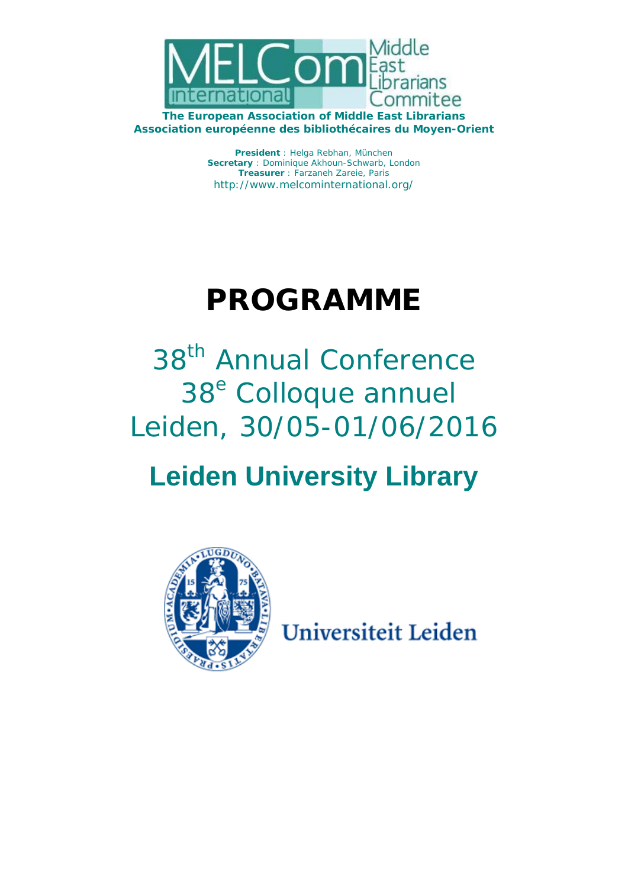MELCom international — Middle East Librarians Commitee

**The European Association of Middle East Librarians**
**Association européenne des bibliothécaires du Moyen-Orient**

**President** : Helga Rebhan, München
**Secretary** : Dominique Akhoun-Schwarb, London
**Treasurer** : Farzaneh Zareie, Paris
http://www.melcominternational.org/

# PROGRAMME

## 38th Annual Conference
## 38e Colloque annuel
## Leiden, 30/05-01/06/2016

## Leiden University Library

Universiteit Leiden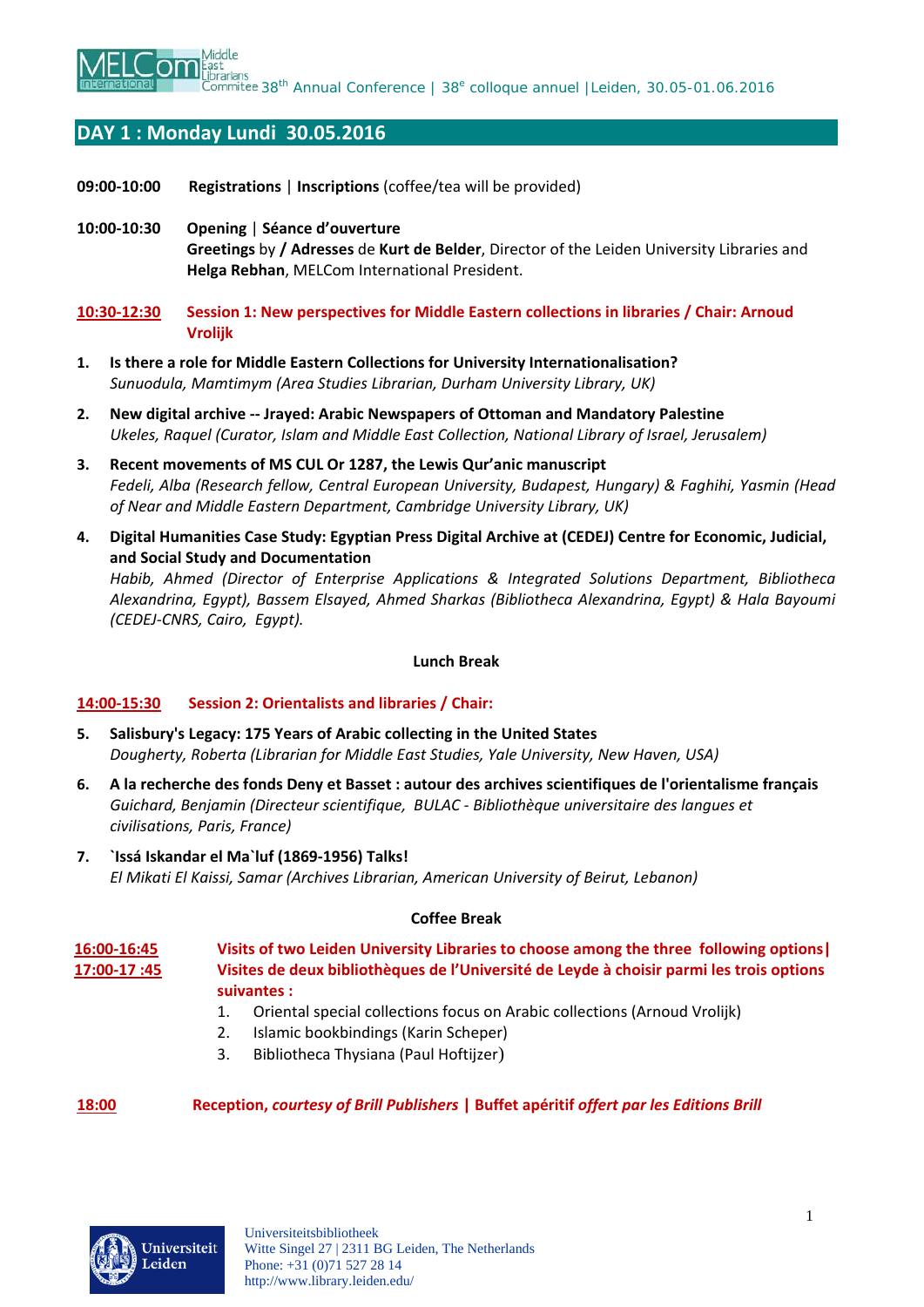## DAY 1 : Monday Lundi 30.05.2016

**09:00-10:00** **Registrations** | **Inscriptions** (coffee/tea will be provided)

**10:00-10:30** **Opening** | **Séance d'ouverture**
**Greetings** by **/ Adresses** de **Kurt de Belder**, Director of the Leiden University Libraries and **Helga Rebhan**, MELCom International President.

**10:30-12:30** **Session 1: New perspectives for Middle Eastern collections in libraries / Chair: Arnoud Vrolijk**

1. **Is there a role for Middle Eastern Collections for University Internationalisation?**
   *Sunuodula, Mamtimym (Area Studies Librarian, Durham University Library, UK)*
2. **New digital archive -- Jrayed: Arabic Newspapers of Ottoman and Mandatory Palestine**
   *Ukeles, Raquel (Curator, Islam and Middle East Collection, National Library of Israel, Jerusalem)*
3. **Recent movements of MS CUL Or 1287, the Lewis Qur'anic manuscript**
   *Fedeli, Alba (Research fellow, Central European University, Budapest, Hungary) & Faghihi, Yasmin (Head of Near and Middle Eastern Department, Cambridge University Library, UK)*
4. **Digital Humanities Case Study: Egyptian Press Digital Archive at (CEDEJ) Centre for Economic, Judicial, and Social Study and Documentation**
   *Habib, Ahmed (Director of Enterprise Applications & Integrated Solutions Department, Bibliotheca Alexandrina, Egypt), Bassem Elsayed, Ahmed Sharkas (Bibliotheca Alexandrina, Egypt) & Hala Bayoumi (CEDEJ-CNRS, Cairo, Egypt).*

**Lunch Break**

**14:00-15:30** **Session 2: Orientalists and libraries / Chair:**

5. **Salisbury's Legacy: 175 Years of Arabic collecting in the United States**
   *Dougherty, Roberta (Librarian for Middle East Studies, Yale University, New Haven, USA)*
6. **A la recherche des fonds Deny et Basset : autour des archives scientifiques de l'orientalisme français**
   *Guichard, Benjamin (Directeur scientifique, BULAC - Bibliothèque universitaire des langues et civilisations, Paris, France)*
7. **`Issá Iskandar el Ma`luf (1869-1956) Talks!**
   *El Mikati El Kaissi, Samar (Archives Librarian, American University of Beirut, Lebanon)*

**Coffee Break**

**16:00-16:45**
**17:00-17 :45**
**Visits of two Leiden University Libraries to choose among the three following options| Visites de deux bibliothèques de l'Université de Leyde à choisir parmi les trois options suivantes :**

1. Oriental special collections focus on Arabic collections (Arnoud Vrolijk)
2. Islamic bookbindings (Karin Scheper)
3. Bibliotheca Thysiana (Paul Hoftijzer)

**18:00** **Reception, *courtesy of Brill Publishers* | Buffet apéritif *offert par les Editions Brill***

Universiteitsbibliotheek
Witte Singel 27 | 2311 BG Leiden, The Netherlands
Phone: +31 (0)71 527 28 14
http://www.library.leiden.edu/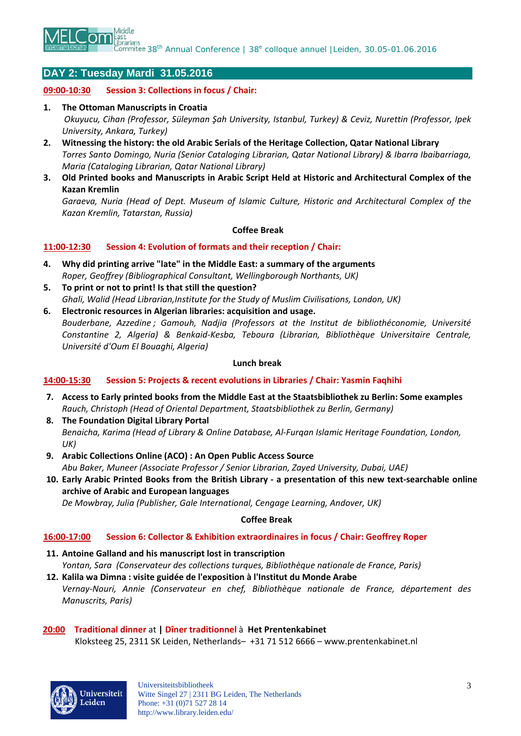## DAY 2: Tuesday Mardi 31.05.2016

**09:00-10:30 Session 3: Collections in focus / Chair:**

1. **The Ottoman Manuscripts in Croatia**
   *Okuyucu, Cihan (Professor, Süleyman Şah University, Istanbul, Turkey) & Ceviz, Nurettin (Professor, Ipek University, Ankara, Turkey)*
2. **Witnessing the history: the old Arabic Serials of the Heritage Collection, Qatar National Library**
   *Torres Santo Domingo, Nuria (Senior Cataloging Librarian, Qatar National Library) & Ibarra Ibaibarriaga, Maria (Cataloging Librarian, Qatar National Library)*
3. **Old Printed books and Manuscripts in Arabic Script Held at Historic and Architectural Complex of the Kazan Kremlin**
   *Garaeva, Nuria (Head of Dept. Museum of Islamic Culture, Historic and Architectural Complex of the Kazan Kremlin, Tatarstan, Russia)*

**Coffee Break**

**11:00-12:30 Session 4: Evolution of formats and their reception / Chair:**

4. **Why did printing arrive "late" in the Middle East: a summary of the arguments**
   *Roper, Geoffrey (Bibliographical Consultant, Wellingborough Northants, UK)*
5. **To print or not to print! Is that still the question?**
   *Ghali, Walid (Head Librarian,Institute for the Study of Muslim Civilisations, London, UK)*
6. **Electronic resources in Algerian libraries: acquisition and usage.**
   *Bouderbane, Azzedine ; Gamouh, Nadjia (Professors at the Institut de bibliothéconomie, Université Constantine 2, Algeria) & Benkaid-Kesba, Teboura (Librarian, Bibliothèque Universitaire Centrale, Université d'Oum El Bouaghi, Algeria)*

**Lunch break**

**14:00-15:30 Session 5: Projects & recent evolutions in Libraries / Chair: Yasmin Faqhihi**

7. **Access to Early printed books from the Middle East at the Staatsbibliothek zu Berlin: Some examples**
   *Rauch, Christoph (Head of Oriental Department, Staatsbibliothek zu Berlin, Germany)*
8. **The Foundation Digital Library Portal**
   *Benaicha, Karima (Head of Library & Online Database, Al-Furqan Islamic Heritage Foundation, London, UK)*
9. **Arabic Collections Online (ACO) : An Open Public Access Source**
   *Abu Baker, Muneer (Associate Professor / Senior Librarian, Zayed University, Dubai, UAE)*
10. **Early Arabic Printed Books from the British Library - a presentation of this new text-searchable online archive of Arabic and European languages**
    *De Mowbray, Julia (Publisher, Gale International, Cengage Learning, Andover, UK)*

**Coffee Break**

**16:00-17:00 Session 6: Collector & Exhibition extraordinaires in focus / Chair: Geoffrey Roper**

11. **Antoine Galland and his manuscript lost in transcription**
    *Yontan, Sara (Conservateur des collections turques, Bibliothèque nationale de France, Paris)*
12. **Kalila wa Dimna : visite guidée de l'exposition à l'Institut du Monde Arabe**
    *Vernay-Nouri, Annie (Conservateur en chef, Bibliothèque nationale de France, département des Manuscrits, Paris)*

**20:00 Traditional dinner** at **| Dîner traditionnel** à **Het Prentenkabinet**
Kloksteeg 25, 2311 SK Leiden, Netherlands– +31 71 512 6666 – www.prentenkabinet.nl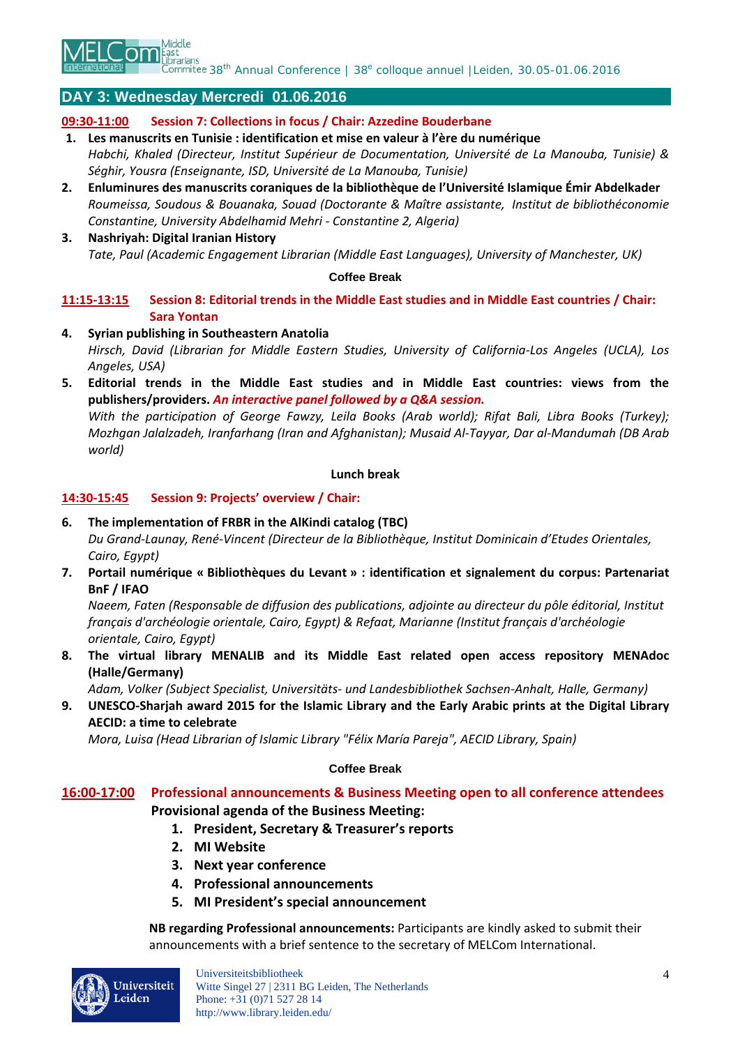## DAY 3: Wednesday Mercredi 01.06.2016

**09:30-11:00 Session 7: Collections in focus / Chair: Azzedine Bouderbane**

1. **Les manuscrits en Tunisie : identification et mise en valeur à l'ère du numérique**
   *Habchi, Khaled (Directeur, Institut Supérieur de Documentation, Université de La Manouba, Tunisie) & Séghir, Yousra (Enseignante, ISD, Université de La Manouba, Tunisie)*
2. **Enluminures des manuscrits coraniques de la bibliothèque de l'Université Islamique Émir Abdelkader**
   *Roumeissa, Soudous & Bouanaka, Souad (Doctorante & Maître assistante, Institut de bibliothéconomie Constantine, University Abdelhamid Mehri - Constantine 2, Algeria)*
3. **Nashriyah: Digital Iranian History**
   *Tate, Paul (Academic Engagement Librarian (Middle East Languages), University of Manchester, UK)*

**Coffee Break**

**11:15-13:15 Session 8: Editorial trends in the Middle East studies and in Middle East countries / Chair: Sara Yontan**

4. **Syrian publishing in Southeastern Anatolia**
   *Hirsch, David (Librarian for Middle Eastern Studies, University of California-Los Angeles (UCLA), Los Angeles, USA)*
5. **Editorial trends in the Middle East studies and in Middle East countries: views from the publishers/providers.** ***An interactive panel followed by a Q&A session.***
   *With the participation of George Fawzy, Leila Books (Arab world); Rifat Bali, Libra Books (Turkey); Mozhgan Jalalzadeh, Iranfarhang (Iran and Afghanistan); Musaid Al-Tayyar, Dar al-Mandumah (DB Arab world)*

**Lunch break**

**14:30-15:45 Session 9: Projects' overview / Chair:**

6. **The implementation of FRBR in the AlKindi catalog (TBC)**
   *Du Grand-Launay, René-Vincent (Directeur de la Bibliothèque, Institut Dominicain d'Etudes Orientales, Cairo, Egypt)*
7. **Portail numérique « Bibliothèques du Levant » : identification et signalement du corpus: Partenariat BnF / IFAO**
   *Naeem, Faten (Responsable de diffusion des publications, adjointe au directeur du pôle éditorial, Institut français d'archéologie orientale, Cairo, Egypt) & Refaat, Marianne (Institut français d'archéologie orientale, Cairo, Egypt)*
8. **The virtual library MENALIB and its Middle East related open access repository MENAdoc (Halle/Germany)**
   *Adam, Volker (Subject Specialist, Universitäts- und Landesbibliothek Sachsen-Anhalt, Halle, Germany)*
9. **UNESCO-Sharjah award 2015 for the Islamic Library and the Early Arabic prints at the Digital Library AECID: a time to celebrate**
   *Mora, Luisa (Head Librarian of Islamic Library "Félix María Pareja", AECID Library, Spain)*

**Coffee Break**

**16:00-17:00 Professional announcements & Business Meeting open to all conference attendees**

**Provisional agenda of the Business Meeting:**

1. **President, Secretary & Treasurer's reports**
2. **MI Website**
3. **Next year conference**
4. **Professional announcements**
5. **MI President's special announcement**

**NB regarding Professional announcements:** Participants are kindly asked to submit their announcements with a brief sentence to the secretary of MELCom International.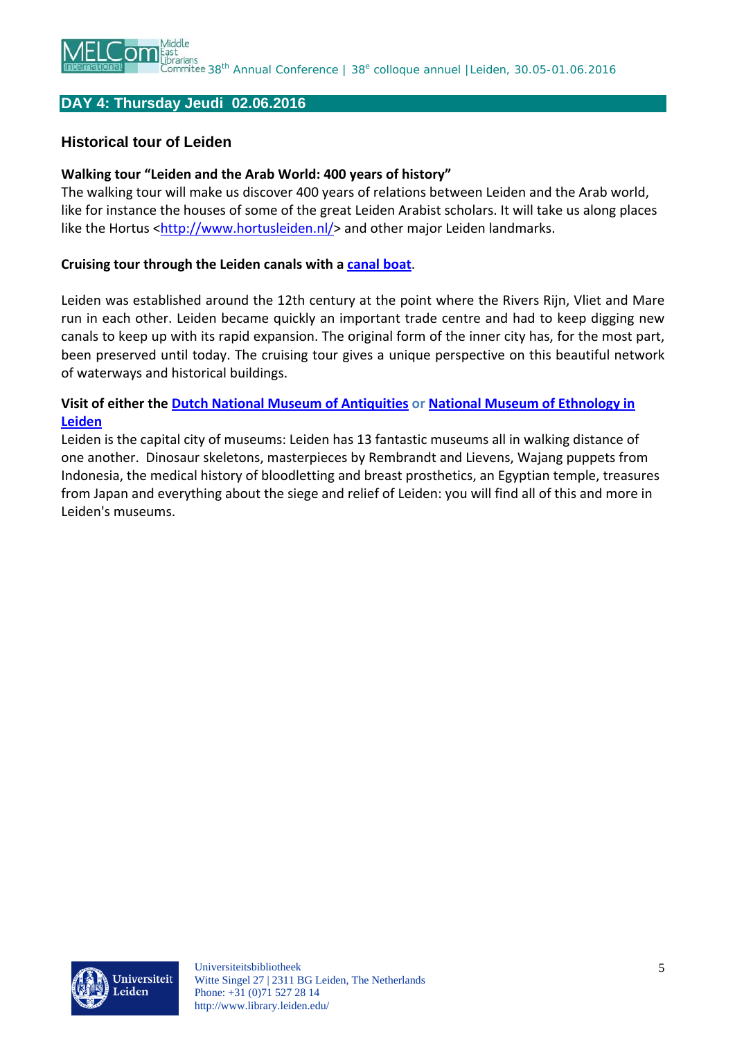## DAY 4: Thursday Jeudi 02.06.2016

### Historical tour of Leiden

**Walking tour "Leiden and the Arab World: 400 years of history"**

The walking tour will make us discover 400 years of relations between Leiden and the Arab world, like for instance the houses of some of the great Leiden Arabist scholars. It will take us along places like the Hortus <http://www.hortusleiden.nl/> and other major Leiden landmarks.

**Cruising tour through the Leiden canals with a canal boat.**

Leiden was established around the 12th century at the point where the Rivers Rijn, Vliet and Mare run in each other. Leiden became quickly an important trade centre and had to keep digging new canals to keep up with its rapid expansion. The original form of the inner city has, for the most part, been preserved until today. The cruising tour gives a unique perspective on this beautiful network of waterways and historical buildings.

**Visit of either the Dutch National Museum of Antiquities or National Museum of Ethnology in Leiden**

Leiden is the capital city of museums: Leiden has 13 fantastic museums all in walking distance of one another. Dinosaur skeletons, masterpieces by Rembrandt and Lievens, Wajang puppets from Indonesia, the medical history of bloodletting and breast prosthetics, an Egyptian temple, treasures from Japan and everything about the siege and relief of Leiden: you will find all of this and more in Leiden's museums.